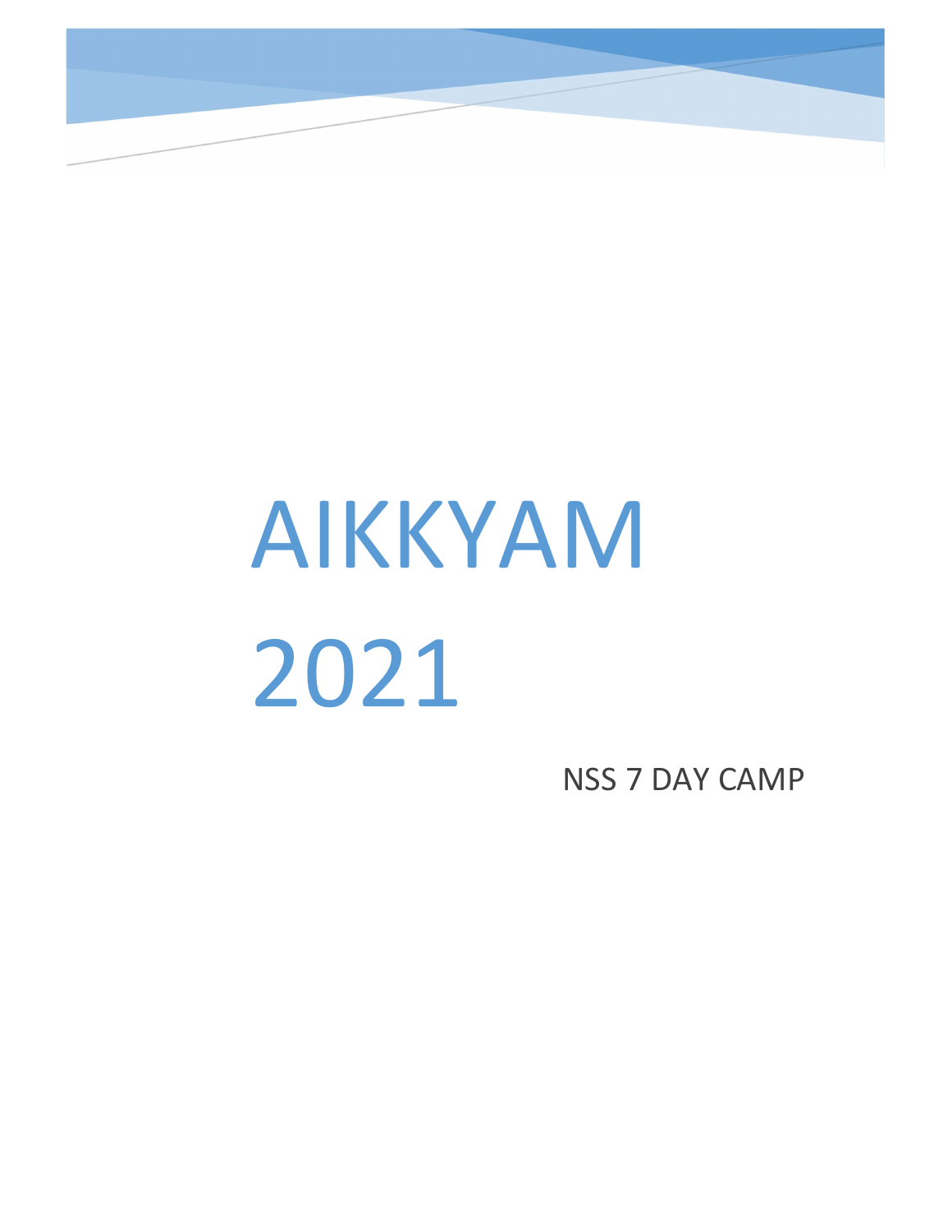# AIKKYAM 2021

NSS 7 DAY CAMP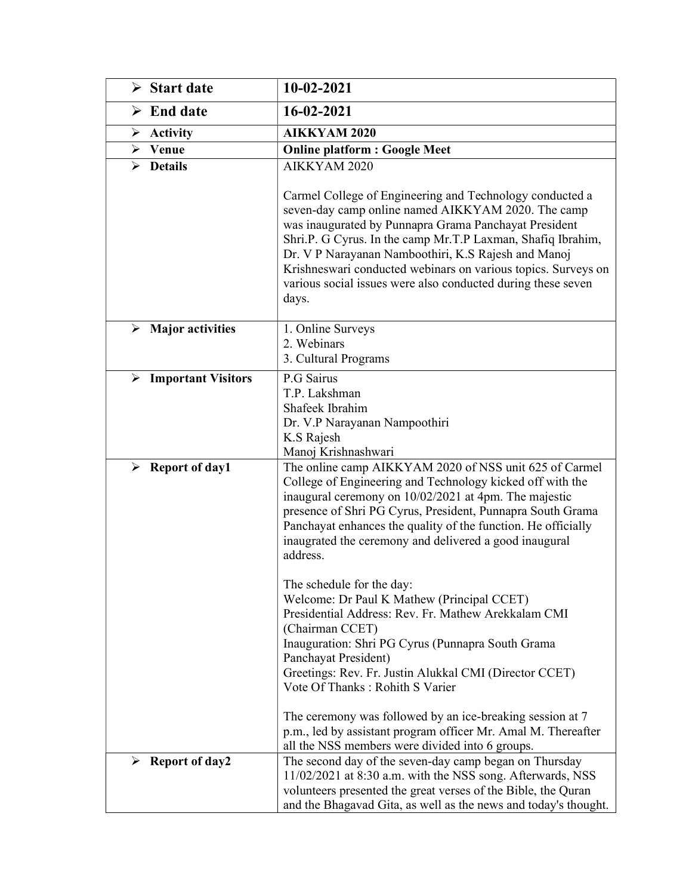| ➢ Start date | 10-02-2021 |
|---|---|
| ➢ End date | 16-02-2021 |
| ➢ Activity | **AIKKYAM 2020** |
| ➢ Venue | **Online platform : Google Meet** |
| ➢ Details | AIKKYAM 2020<br><br>Carmel College of Engineering and Technology conducted a seven-day camp online named AIKKYAM 2020. The camp was inaugurated by Punnapra Grama Panchayat President Shri.P. G Cyrus. In the camp Mr.T.P Laxman, Shafiq Ibrahim, Dr. V P Narayanan Namboothiri, K.S Rajesh and Manoj Krishneswari conducted webinars on various topics. Surveys on various social issues were also conducted during these seven days. |
| ➢ Major activities | 1. Online Surveys<br>2. Webinars<br>3. Cultural Programs |
| ➢ Important Visitors | P.G Sairus<br>T.P. Lakshman<br>Shafeek Ibrahim<br>Dr. V.P Narayanan Nampoothiri<br>K.S Rajesh<br>Manoj Krishnashwari |
| ➢ Report of day1 | The online camp AIKKYAM 2020 of NSS unit 625 of Carmel College of Engineering and Technology kicked off with the inaugural ceremony on 10/02/2021 at 4pm. The majestic presence of Shri PG Cyrus, President, Punnapra South Grama Panchayat enhances the quality of the function. He officially inaugrated the ceremony and delivered a good inaugural address.<br><br>The schedule for the day:<br>Welcome: Dr Paul K Mathew (Principal CCET)<br>Presidential Address: Rev. Fr. Mathew Arekkalam CMI (Chairman CCET)<br>Inauguration: Shri PG Cyrus (Punnapra South Grama Panchayat President)<br>Greetings: Rev. Fr. Justin Alukkal CMI (Director CCET)<br>Vote Of Thanks : Rohith S Varier<br><br>The ceremony was followed by an ice-breaking session at 7 p.m., led by assistant program officer Mr. Amal M. Thereafter all the NSS members were divided into 6 groups. |
| ➢ Report of day2 | The second day of the seven-day camp began on Thursday 11/02/2021 at 8:30 a.m. with the NSS song. Afterwards, NSS volunteers presented the great verses of the Bible, the Quran and the Bhagavad Gita, as well as the news and today's thought. |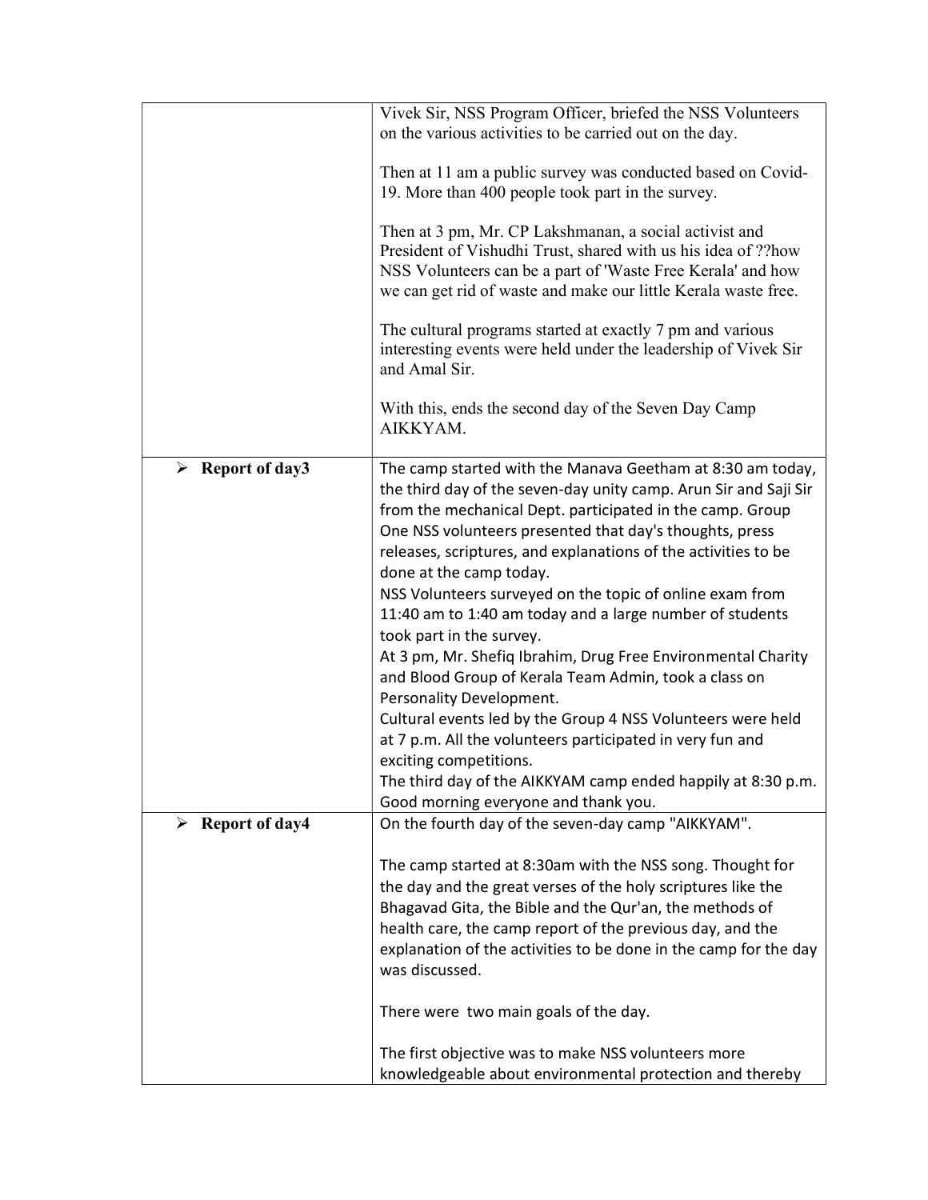| | |
|---|---|
| | Vivek Sir, NSS Program Officer, briefed the NSS Volunteers on the various activities to be carried out on the day.<br><br>Then at 11 am a public survey was conducted based on Covid-19. More than 400 people took part in the survey.<br><br>Then at 3 pm, Mr. CP Lakshmanan, a social activist and President of Vishudhi Trust, shared with us his idea of ??how NSS Volunteers can be a part of 'Waste Free Kerala' and how we can get rid of waste and make our little Kerala waste free.<br><br>The cultural programs started at exactly 7 pm and various interesting events were held under the leadership of Vivek Sir and Amal Sir.<br><br>With this, ends the second day of the Seven Day Camp AIKKYAM. |
| ➢ **Report of day3** | The camp started with the Manava Geetham at 8:30 am today, the third day of the seven-day unity camp. Arun Sir and Saji Sir from the mechanical Dept. participated in the camp. Group One NSS volunteers presented that day's thoughts, press releases, scriptures, and explanations of the activities to be done at the camp today.<br>NSS Volunteers surveyed on the topic of online exam from 11:40 am to 1:40 am today and a large number of students took part in the survey.<br>At 3 pm, Mr. Shefiq Ibrahim, Drug Free Environmental Charity and Blood Group of Kerala Team Admin, took a class on Personality Development.<br>Cultural events led by the Group 4 NSS Volunteers were held at 7 p.m. All the volunteers participated in very fun and exciting competitions.<br>The third day of the AIKKYAM camp ended happily at 8:30 p.m.<br>Good morning everyone and thank you. |
| ➢ **Report of day4** | On the fourth day of the seven-day camp "AIKKYAM".<br><br>The camp started at 8:30am with the NSS song. Thought for the day and the great verses of the holy scriptures like the Bhagavad Gita, the Bible and the Qur'an, the methods of health care, the camp report of the previous day, and the explanation of the activities to be done in the camp for the day was discussed.<br><br>There were two main goals of the day.<br><br>The first objective was to make NSS volunteers more knowledgeable about environmental protection and thereby |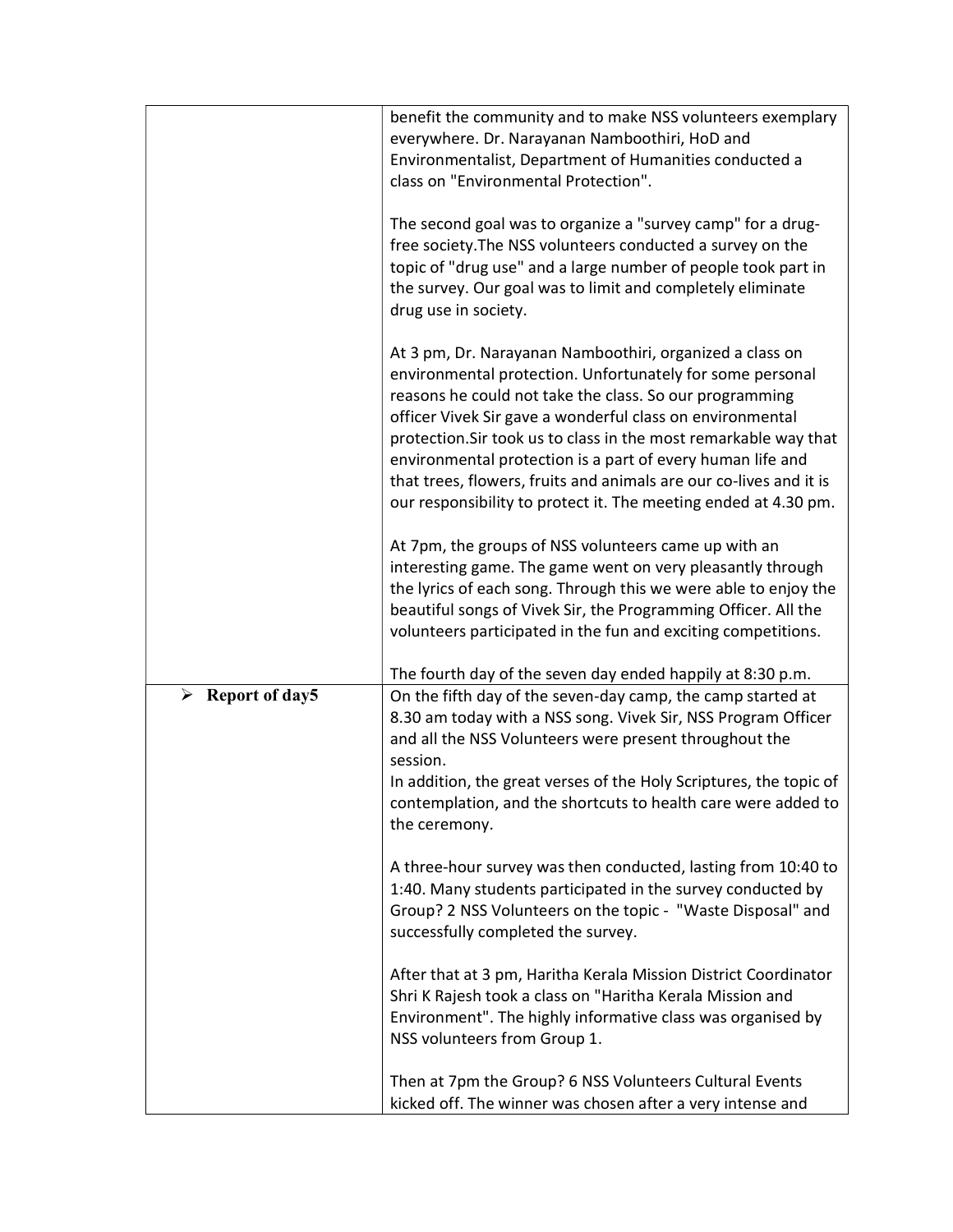| | |
|---|---|
| | benefit the community and to make NSS volunteers exemplary everywhere. Dr. Narayanan Namboothiri, HoD and Environmentalist, Department of Humanities conducted a class on "Environmental Protection".<br><br>The second goal was to organize a "survey camp" for a drug-free society.The NSS volunteers conducted a survey on the topic of "drug use" and a large number of people took part in the survey. Our goal was to limit and completely eliminate drug use in society.<br><br>At 3 pm, Dr. Narayanan Namboothiri, organized a class on environmental protection. Unfortunately for some personal reasons he could not take the class. So our programming officer Vivek Sir gave a wonderful class on environmental protection.Sir took us to class in the most remarkable way that environmental protection is a part of every human life and that trees, flowers, fruits and animals are our co-lives and it is our responsibility to protect it. The meeting ended at 4.30 pm.<br><br>At 7pm, the groups of NSS volunteers came up with an interesting game. The game went on very pleasantly through the lyrics of each song. Through this we were able to enjoy the beautiful songs of Vivek Sir, the Programming Officer. All the volunteers participated in the fun and exciting competitions.<br><br>The fourth day of the seven day ended happily at 8:30 p.m. |
| ➢ **Report of day5** | On the fifth day of the seven-day camp, the camp started at 8.30 am today with a NSS song. Vivek Sir, NSS Program Officer and all the NSS Volunteers were present throughout the session.<br>In addition, the great verses of the Holy Scriptures, the topic of contemplation, and the shortcuts to health care were added to the ceremony.<br><br>A three-hour survey was then conducted, lasting from 10:40 to 1:40. Many students participated in the survey conducted by Group? 2 NSS Volunteers on the topic - "Waste Disposal" and successfully completed the survey.<br><br>After that at 3 pm, Haritha Kerala Mission District Coordinator Shri K Rajesh took a class on "Haritha Kerala Mission and Environment". The highly informative class was organised by NSS volunteers from Group 1.<br><br>Then at 7pm the Group? 6 NSS Volunteers Cultural Events kicked off. The winner was chosen after a very intense and |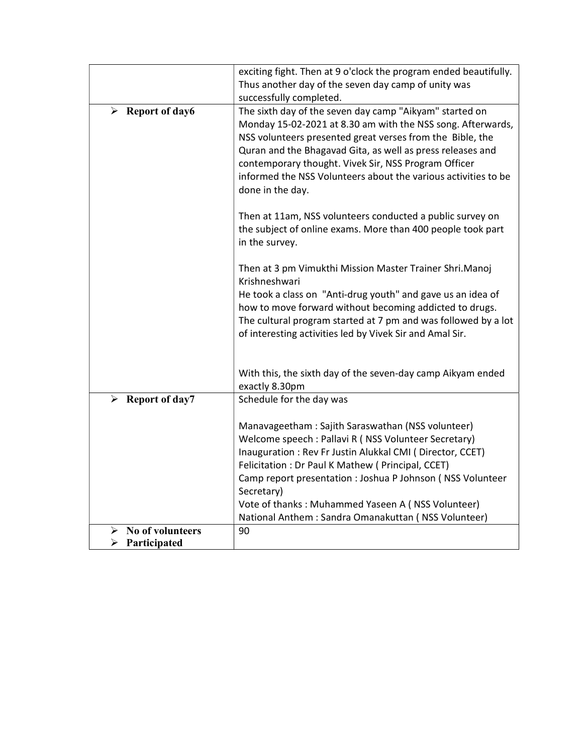| | |
|---|---|
| | exciting fight. Then at 9 o'clock the program ended beautifully. Thus another day of the seven day camp of unity was successfully completed. |
| ➢ **Report of day6** | The sixth day of the seven day camp "Aikyam" started on Monday 15-02-2021 at 8.30 am with the NSS song. Afterwards, NSS volunteers presented great verses from the Bible, the Quran and the Bhagavad Gita, as well as press releases and contemporary thought. Vivek Sir, NSS Program Officer informed the NSS Volunteers about the various activities to be done in the day.<br><br>Then at 11am, NSS volunteers conducted a public survey on the subject of online exams. More than 400 people took part in the survey.<br><br>Then at 3 pm Vimukthi Mission Master Trainer Shri.Manoj Krishneshwari<br>He took a class on "Anti-drug youth" and gave us an idea of how to move forward without becoming addicted to drugs. The cultural program started at 7 pm and was followed by a lot of interesting activities led by Vivek Sir and Amal Sir.<br><br>With this, the sixth day of the seven-day camp Aikyam ended exactly 8.30pm |
| ➢ **Report of day7** | Schedule for the day was<br><br>Manavageetham : Sajith Saraswathan (NSS volunteer)<br>Welcome speech : Pallavi R ( NSS Volunteer Secretary)<br>Inauguration : Rev Fr Justin Alukkal CMI ( Director, CCET)<br>Felicitation : Dr Paul K Mathew ( Principal, CCET)<br>Camp report presentation : Joshua P Johnson ( NSS Volunteer Secretary)<br>Vote of thanks : Muhammed Yaseen A ( NSS Volunteer)<br>National Anthem : Sandra Omanakuttan ( NSS Volunteer) |
| ➢ **No of volunteers**<br>➢ **Participated** | 90 |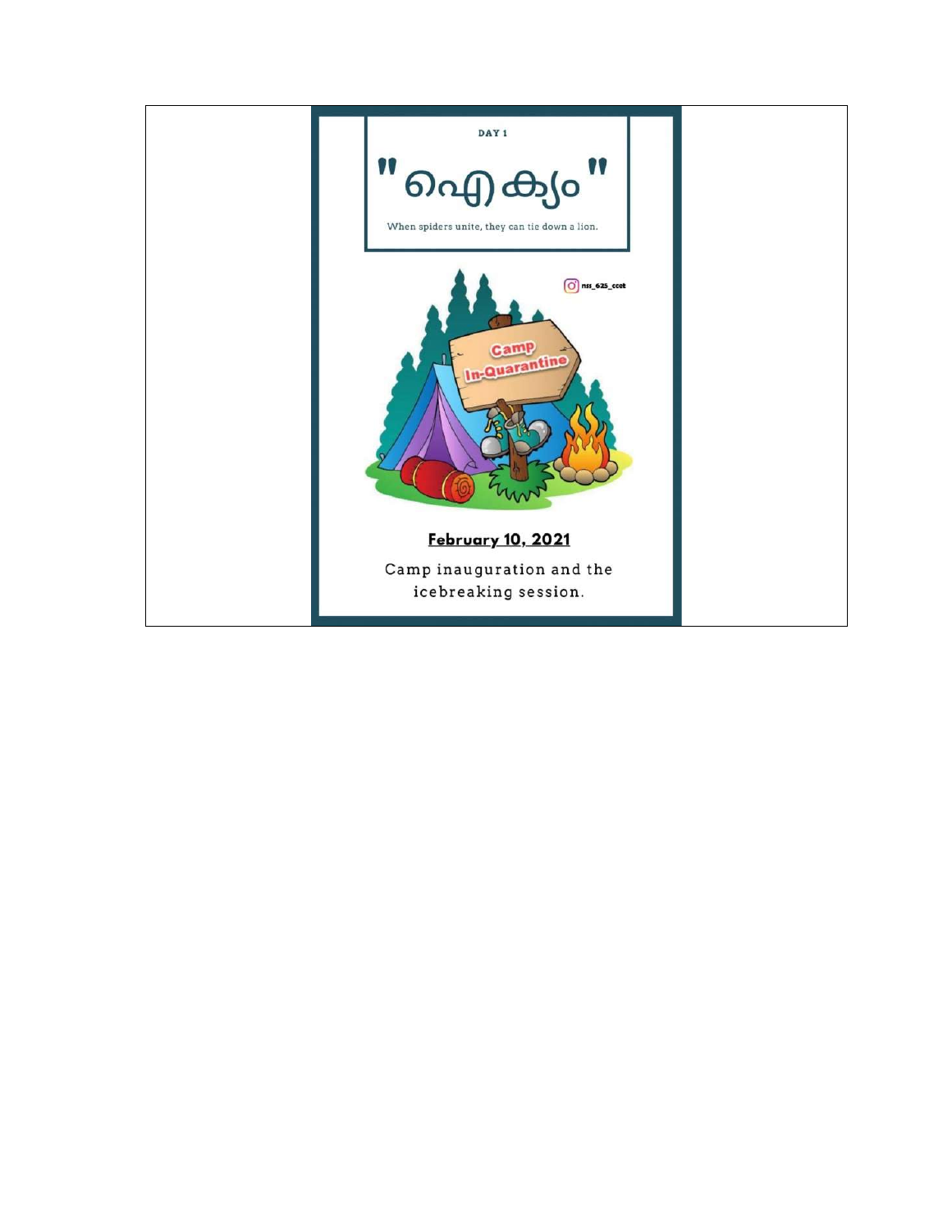DAY 1

# "ഐക്യം"

When spiders unite, they can tie down a lion.

nss_625_ccet

Camp In-Quarantine

**February 10, 2021**

Camp inauguration and the icebreaking session.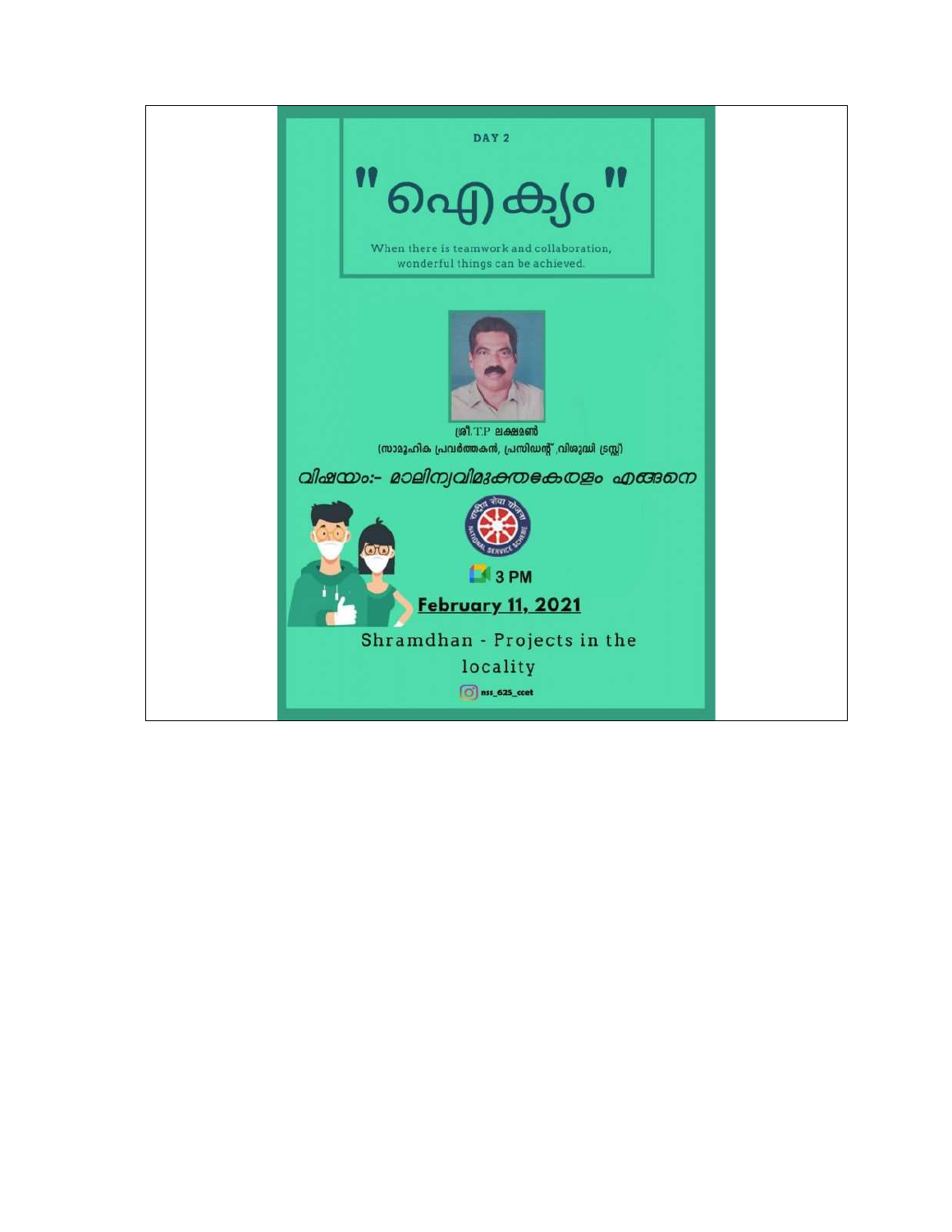DAY 2

# "ഐക്യം"

When there is teamwork and collaboration, wonderful things can be achieved.

ശ്രീ.T.P ലക്ഷ്മൺ

(സാമൂഹിക പ്രവർത്തകൻ, പ്രസിഡന്റ് ,വിശുദ്ധി ട്രസ്റ്റ്)

*വിഷയം:- മാലിന്യവിമുക്തകേരളം എങ്ങനെ*

3 PM

**February 11, 2021**

Shramdhan - Projects in the locality

nss_625_ccet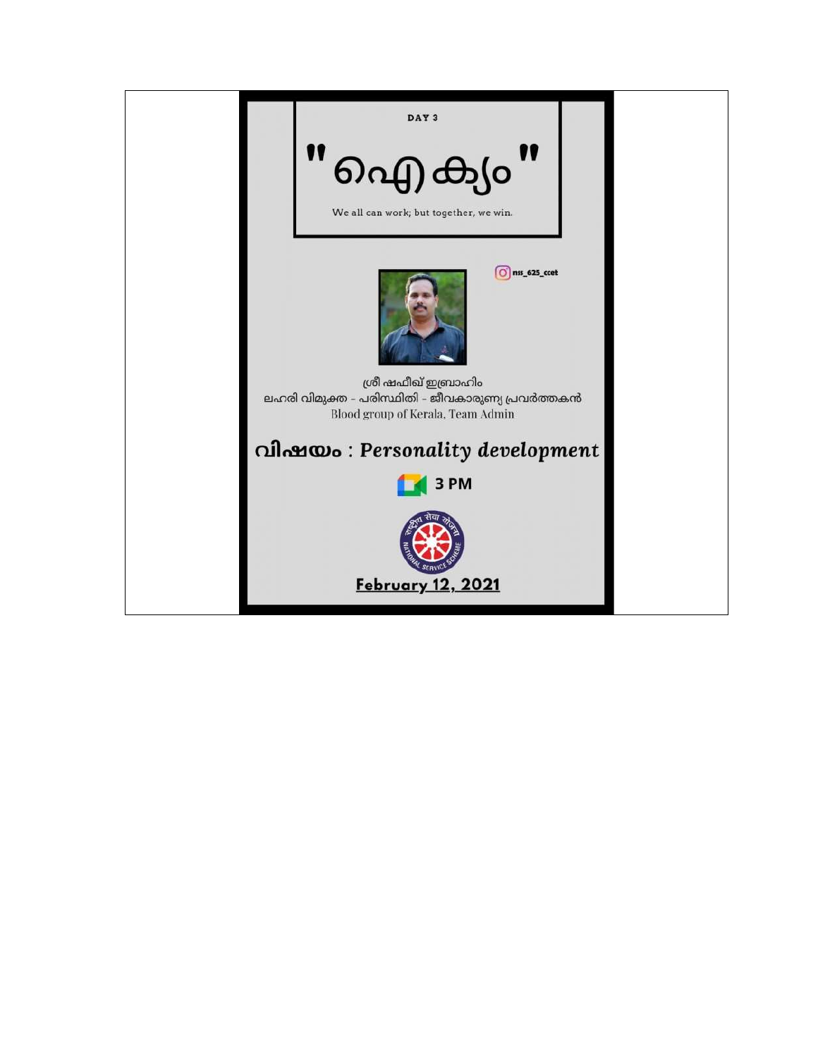DAY 3

# "ഐക്യം"

We all can work; but together, we win.

nss_625_ccet

ശ്രീ ഷഫീഖ് ഇബ്രാഹിം
ലഹരി വിമുക്ത - പരിസ്ഥിതി - ജീവകാരുണ്യ പ്രവർത്തകൻ
Blood group of Kerala, Team Admin

## വിഷയം : *Personality development*

3 PM

**February 12, 2021**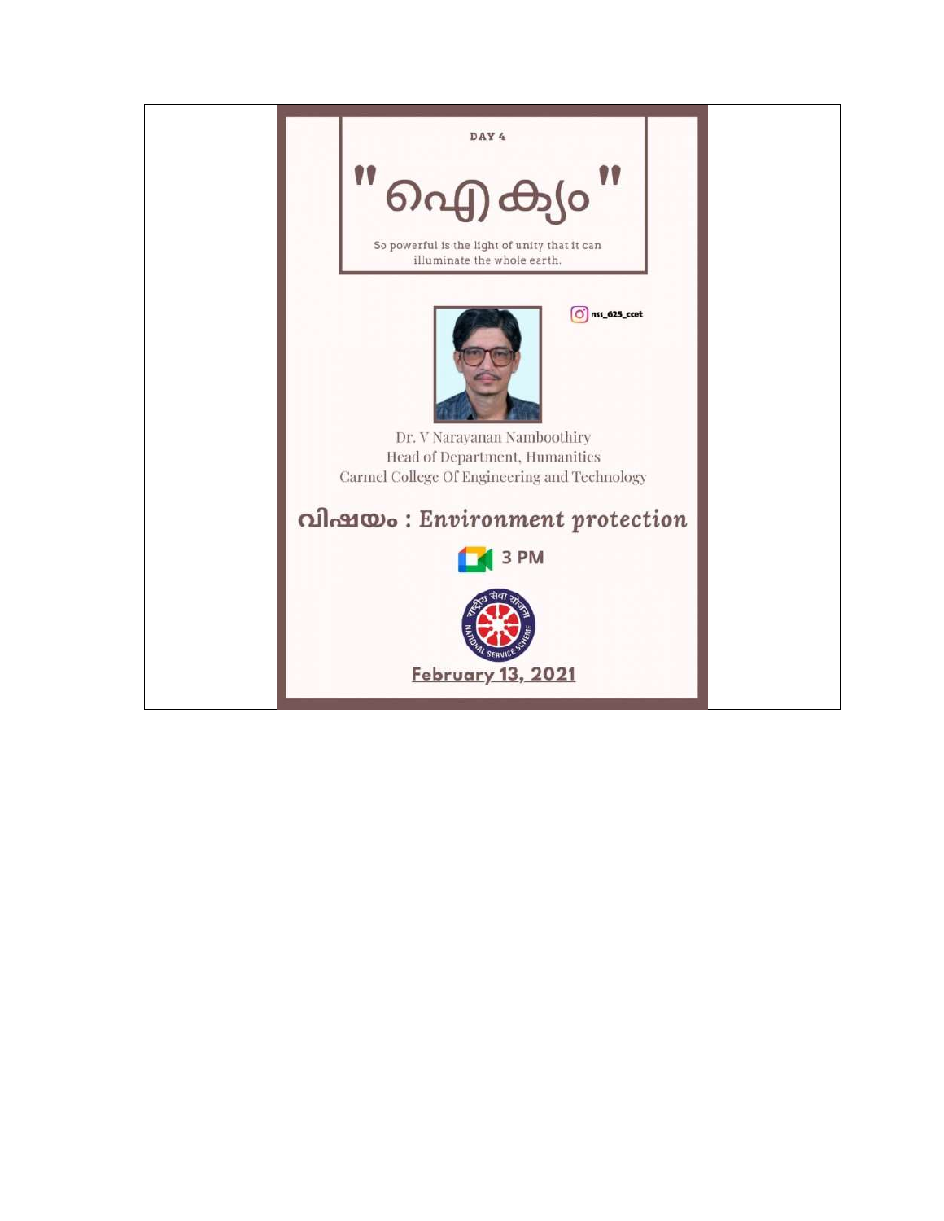DAY 4

# "ഐക്യം"

So powerful is the light of unity that it can illuminate the whole earth.

nss_625_ccet

Dr. V Narayanan Namboothiry
Head of Department, Humanities
Carmel College Of Engineering and Technology

## വിഷയം : *Environment protection*

3 PM

**February 13, 2021**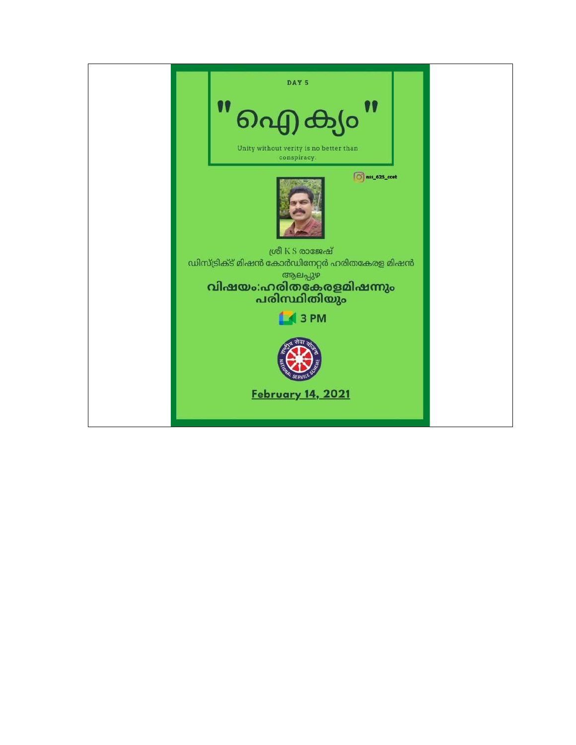DAY 5

# "ഐക്യം"

Unity without verity is no better than conspiracy.

nss_625_ccet

ശ്രീ K S രാജേഷ്

ഡിസ്ട്രിക്ട് മിഷൻ കോർഡിനേറ്റർ ഹരിതകേരള മിഷൻ

ആലപ്പുഴ

**വിഷയം:ഹരിതകേരളമിഷന്നും പരിസ്ഥിതിയും**

**3 PM**

**February 14, 2021**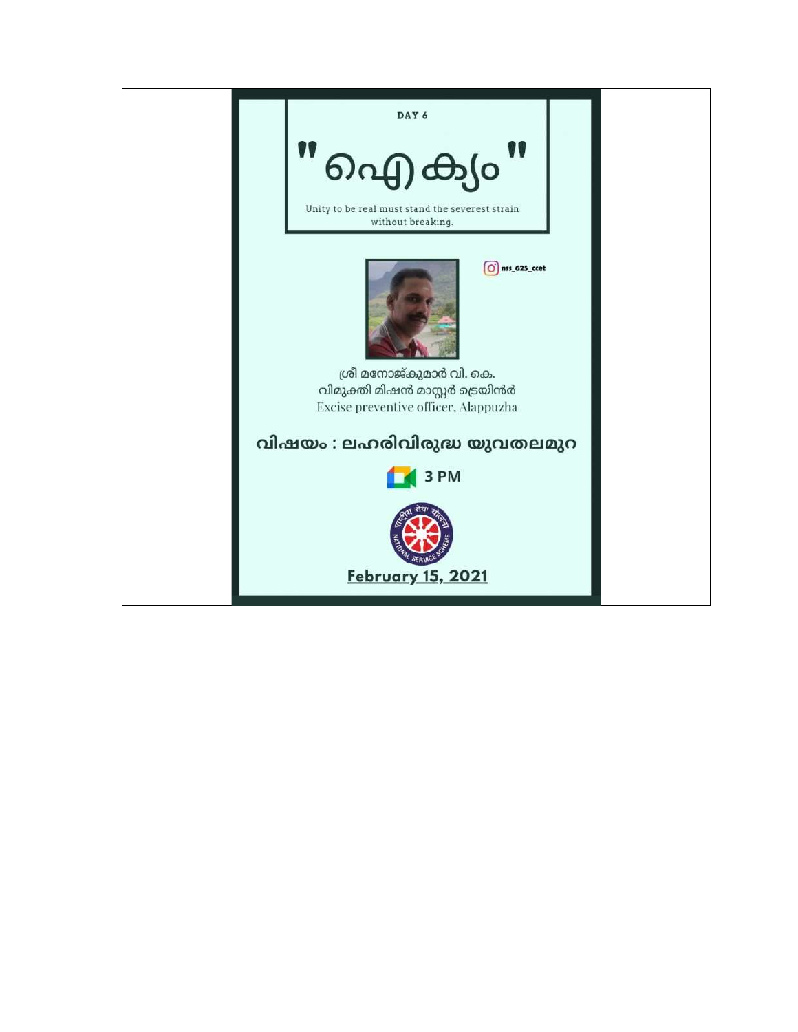DAY 6

# "ഐക്യം"

Unity to be real must stand the severest strain without breaking.

nss_625_ccet

ശ്രീ മനോജ്കുമാർ വി. കെ.
വിമുക്തി മിഷൻ മാസ്റ്റർ ട്രെയിനർ
Excise preventive officer, Alappuzha

## വിഷയം : ലഹരിവിരുദ്ധ യുവതലമുറ

3 PM

**February 15, 2021**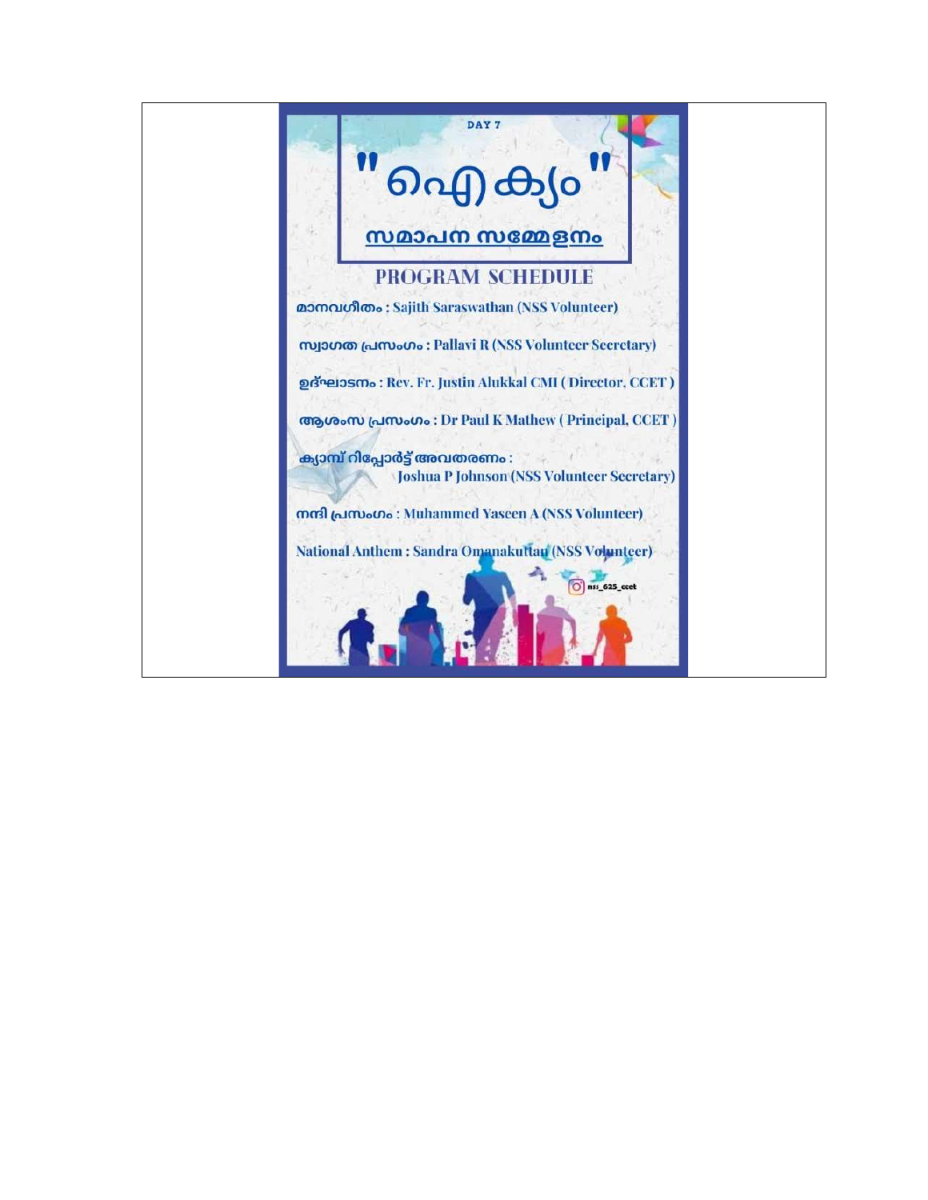DAY 7

# "ഐക്യം"

## സമാപന സമ്മേളനം

## PROGRAM SCHEDULE

മാനവഗീതം : Sajith Saraswathan (NSS Volunteer)

സ്വാഗത പ്രസംഗം : Pallavi R (NSS Volunteer Secretary)

ഉദ്ഘാടനം : Rev. Fr. Justin Alukkal CMI ( Director, CCET )

ആശംസ പ്രസംഗം : Dr Paul K Mathew ( Principal, CCET )

ക്യാമ്പ് റിപ്പോർട്ട് അവതരണം : Joshua P Johnson (NSS Volunteer Secretary)

നന്ദി പ്രസംഗം : Muhammed Yaseen A (NSS Volunteer)

National Anthem : Sandra Omanakuttan (NSS Volunteer)

nss_625_ccet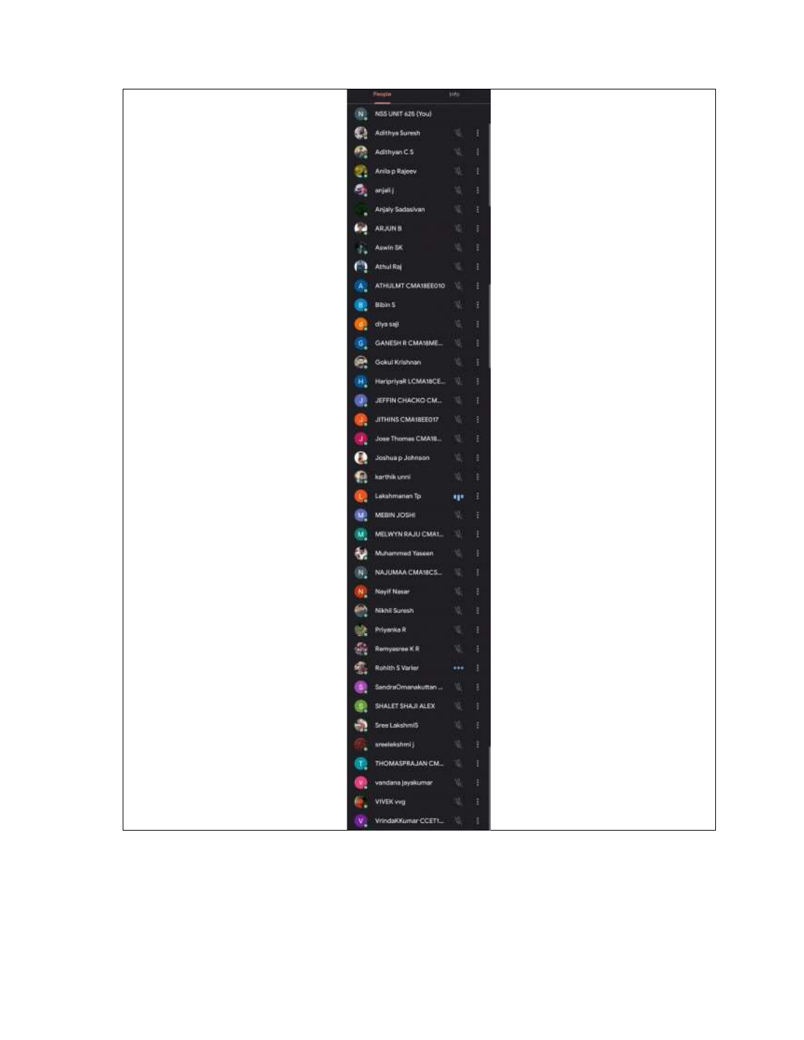People Info

NSS UNIT 625 (You)

Adithya Suresh

Adithyan C S

Anila p Rajeev

anjali j

Anjaly Sadasivan

ARJUN B

Aswin SK

Athul Raj

ATHULMT CMA18EE010

Bibin S

diya saji

GANESH R CMA18ME...

Gokul Krishnan

HaripriyaR LCMA18CE...

JEFFIN CHACKO CM...

JITHINS CMA18EE017

Jose Thomas CMA18...

Joshua p Johnson

karthik unni

Lakshmanan Tp

MEBIN JOSHI

MELWYN RAJU CMA1...

Muhammed Yaseen

NAJUMAA CMA18CS...

Nayif Nasar

Nikhil Suresh

Priyanka R

Remyasree K R

Rohith S Varier

SandraOmanakuttan ...

SHALET SHAJI ALEX

Sree LakshmiS

sreelekshmi j

THOMASPRAJAN CM...

vandana jayakumar

VIVEK vvg

VrindaKKumar CCET1...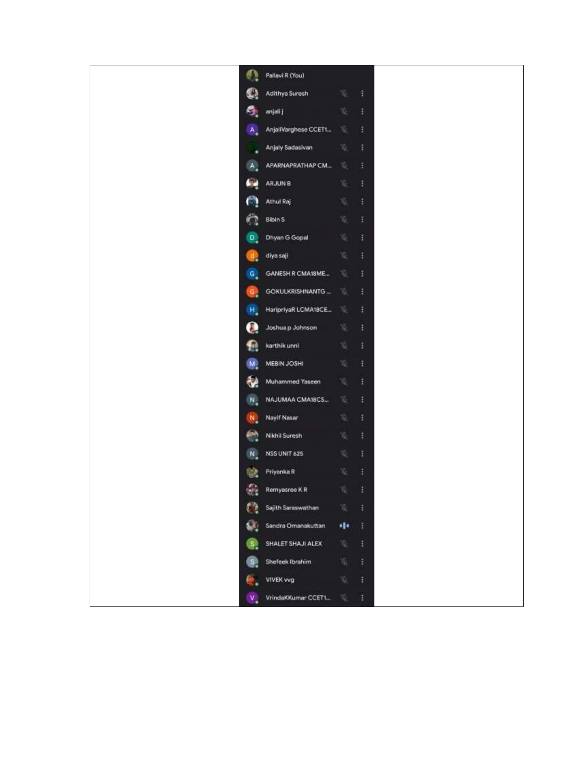Pallavi R (You)

Adithya Suresh

anjali j

AnjaliVarghese CCET1...

Anjaly Sadasivan

APARNAPRATHAP CM...

ARJUN B

Athul Raj

Bibin S

Dhyan G Gopal

diya saji

GANESH R CMA18ME...

GOKULKRISHNANTG ...

HaripriyaR LCMA18CE...

Joshua p Johnson

karthik unni

MEBIN JOSHI

Muhammed Yaseen

NAJUMAA CMA18CS...

Nayif Nasar

Nikhil Suresh

NSS UNIT 625

Priyanka R

Remyasree K R

Sajith Saraswathan

Sandra Omanakuttan

SHALET SHAJI ALEX

Shefeek Ibrahim

VIVEK vvg

VrindaKKumar CCET1...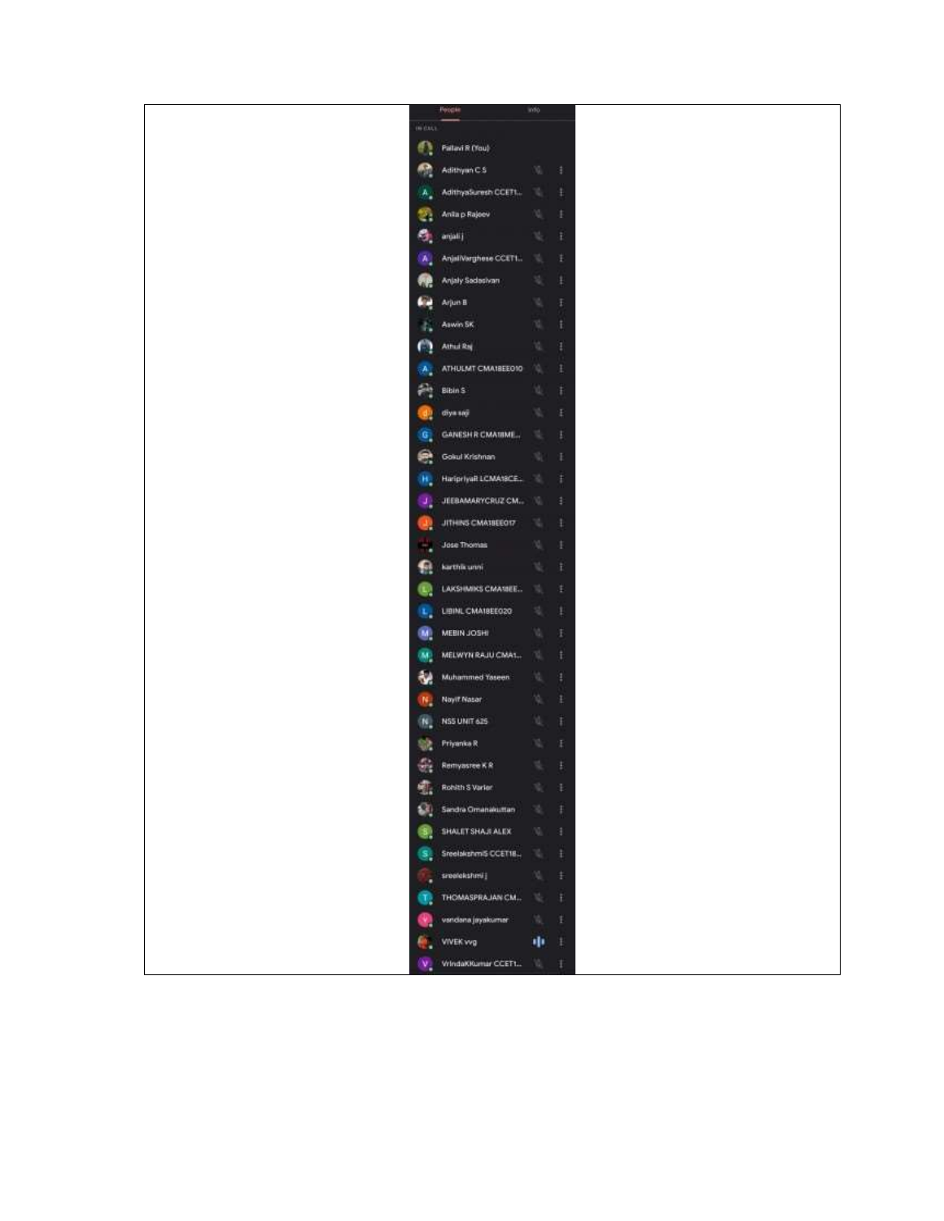People | Info

IN CALL

- Pallavi R (You)
- Adithyan C S
- AdithyaSuresh CCET1...
- Anila p Rajeev
- anjali j
- AnjaliVarghese CCET1...
- Anjaly Sadasivan
- Arjun B
- Aswin SK
- Athul Raj
- ATHULMT CMA18EE010
- Bibin S
- diya saji
- GANESH R CMA18ME...
- Gokul Krishnan
- HaripriyaR LCMA18CE...
- JEEBAMARYCRUZ CM...
- JITHINS CMA18EE017
- Jose Thomas
- karthik unni
- LAKSHMIKS CMA18EE...
- LIBINL CMA18EE020
- MEBIN JOSHI
- MELWYN RAJU CMA1...
- Muhammed Yaseen
- Nayif Nasar
- NSS UNIT 625
- Priyanka R
- Remyasree K R
- Rohith S Varier
- Sandra Omanakuttan
- SHALET SHAJI ALEX
- SreelakshmiS CCET18...
- sreelekshmi j
- THOMASPRAJAN CM...
- vandana jayakumar
- VIVEK vvg
- VrindaKKumar CCET1...